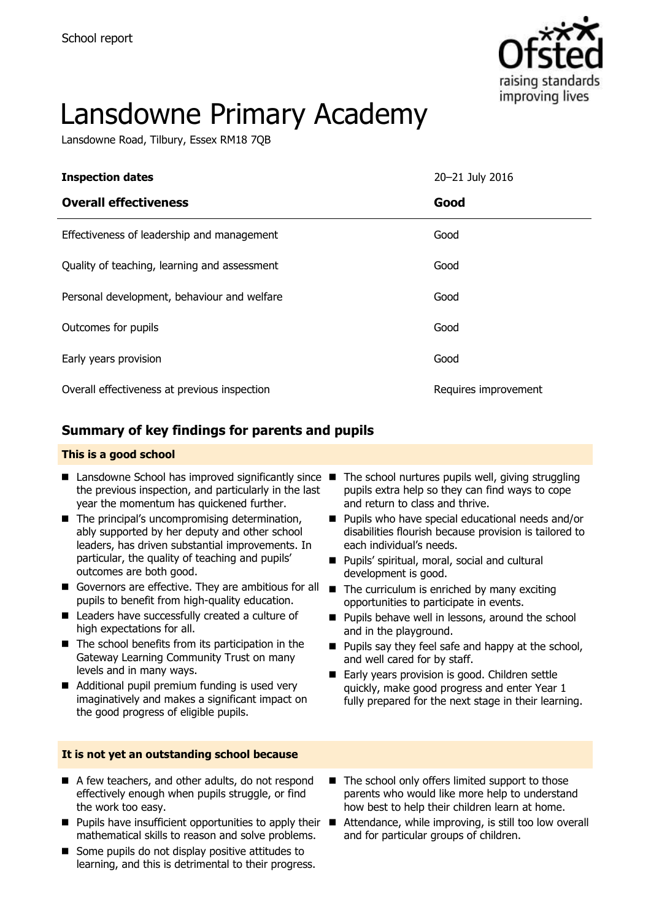School report

# Lansdowne Primary Academy

Lansdowne Road, Tilbury, Essex RM18 7QB

| **Inspection dates** | 20–21 July 2016 |
| --- | --- |
| **Overall effectiveness** | **Good** |
| Effectiveness of leadership and management | Good |
| Quality of teaching, learning and assessment | Good |
| Personal development, behaviour and welfare | Good |
| Outcomes for pupils | Good |
| Early years provision | Good |
| Overall effectiveness at previous inspection | Requires improvement |

## Summary of key findings for parents and pupils

### This is a good school

- Lansdowne School has improved significantly since the previous inspection, and particularly in the last year the momentum has quickened further.
- The principal's uncompromising determination, ably supported by her deputy and other school leaders, has driven substantial improvements. In particular, the quality of teaching and pupils' outcomes are both good.
- Governors are effective. They are ambitious for all pupils to benefit from high-quality education.
- Leaders have successfully created a culture of high expectations for all.
- The school benefits from its participation in the Gateway Learning Community Trust on many levels and in many ways.
- Additional pupil premium funding is used very imaginatively and makes a significant impact on the good progress of eligible pupils.
- The school nurtures pupils well, giving struggling pupils extra help so they can find ways to cope and return to class and thrive.
- Pupils who have special educational needs and/or disabilities flourish because provision is tailored to each individual's needs.
- Pupils' spiritual, moral, social and cultural development is good.
- The curriculum is enriched by many exciting opportunities to participate in events.
- Pupils behave well in lessons, around the school and in the playground.
- Pupils say they feel safe and happy at the school, and well cared for by staff.
- Early years provision is good. Children settle quickly, make good progress and enter Year 1 fully prepared for the next stage in their learning.

### It is not yet an outstanding school because

- A few teachers, and other adults, do not respond effectively enough when pupils struggle, or find the work too easy.
- Pupils have insufficient opportunities to apply their mathematical skills to reason and solve problems.
- Some pupils do not display positive attitudes to learning, and this is detrimental to their progress.
- The school only offers limited support to those parents who would like more help to understand how best to help their children learn at home.
- Attendance, while improving, is still too low overall and for particular groups of children.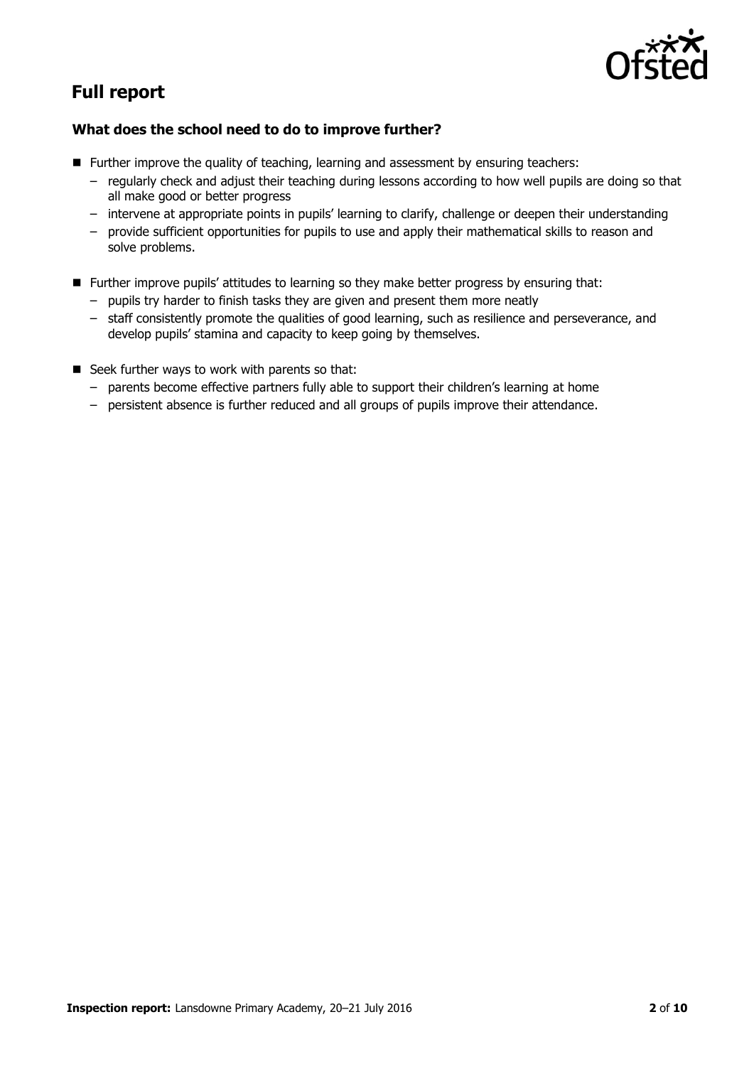## Full report

### What does the school need to do to improve further?

- Further improve the quality of teaching, learning and assessment by ensuring teachers:
  - regularly check and adjust their teaching during lessons according to how well pupils are doing so that all make good or better progress
  - intervene at appropriate points in pupils' learning to clarify, challenge or deepen their understanding
  - provide sufficient opportunities for pupils to use and apply their mathematical skills to reason and solve problems.
- Further improve pupils' attitudes to learning so they make better progress by ensuring that:
  - pupils try harder to finish tasks they are given and present them more neatly
  - staff consistently promote the qualities of good learning, such as resilience and perseverance, and develop pupils' stamina and capacity to keep going by themselves.
- Seek further ways to work with parents so that:
  - parents become effective partners fully able to support their children's learning at home
  - persistent absence is further reduced and all groups of pupils improve their attendance.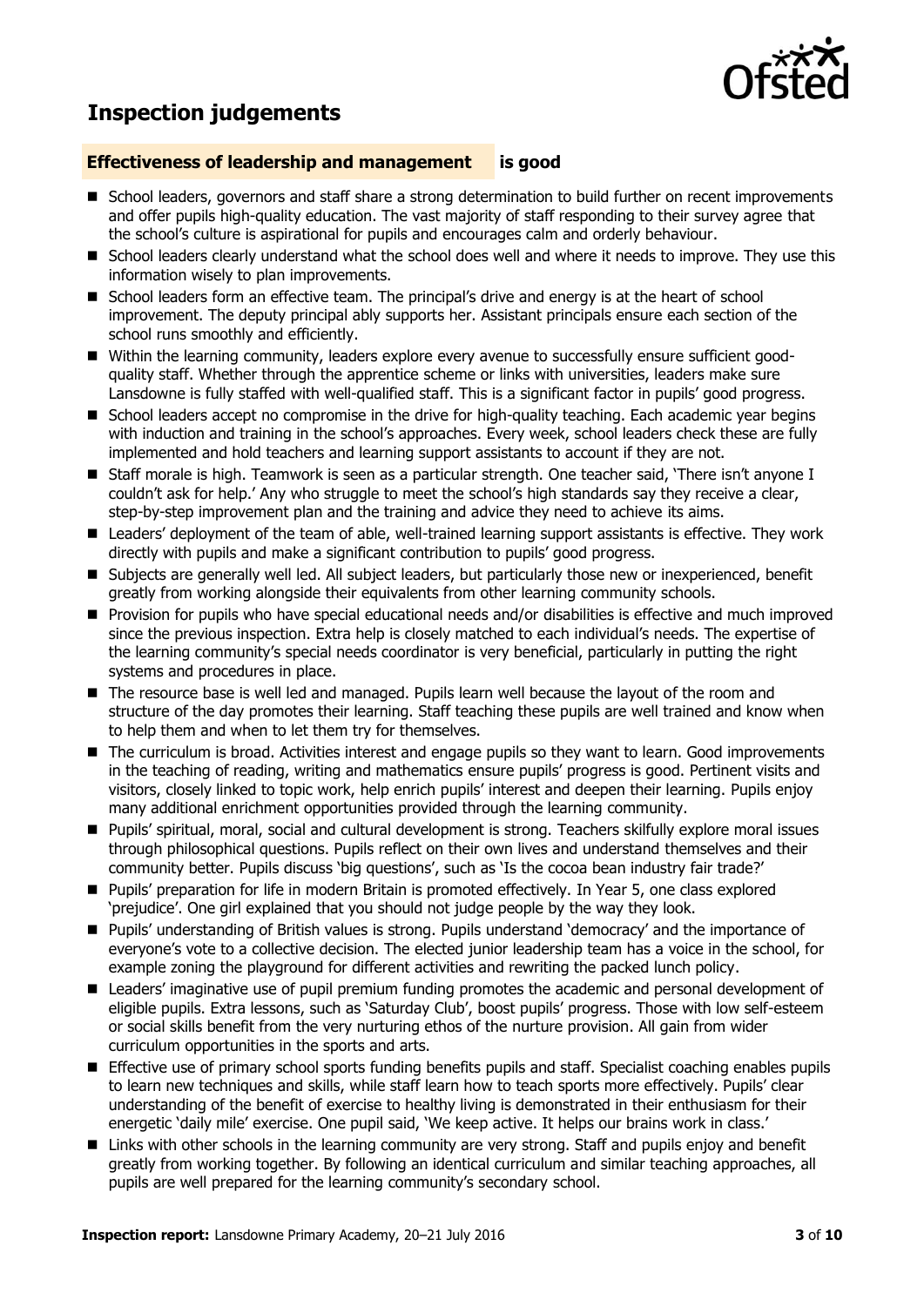## Inspection judgements

### Effectiveness of leadership and management is good

- School leaders, governors and staff share a strong determination to build further on recent improvements and offer pupils high-quality education. The vast majority of staff responding to their survey agree that the school's culture is aspirational for pupils and encourages calm and orderly behaviour.
- School leaders clearly understand what the school does well and where it needs to improve. They use this information wisely to plan improvements.
- School leaders form an effective team. The principal's drive and energy is at the heart of school improvement. The deputy principal ably supports her. Assistant principals ensure each section of the school runs smoothly and efficiently.
- Within the learning community, leaders explore every avenue to successfully ensure sufficient good-quality staff. Whether through the apprentice scheme or links with universities, leaders make sure Lansdowne is fully staffed with well-qualified staff. This is a significant factor in pupils' good progress.
- School leaders accept no compromise in the drive for high-quality teaching. Each academic year begins with induction and training in the school's approaches. Every week, school leaders check these are fully implemented and hold teachers and learning support assistants to account if they are not.
- Staff morale is high. Teamwork is seen as a particular strength. One teacher said, 'There isn't anyone I couldn't ask for help.' Any who struggle to meet the school's high standards say they receive a clear, step-by-step improvement plan and the training and advice they need to achieve its aims.
- Leaders' deployment of the team of able, well-trained learning support assistants is effective. They work directly with pupils and make a significant contribution to pupils' good progress.
- Subjects are generally well led. All subject leaders, but particularly those new or inexperienced, benefit greatly from working alongside their equivalents from other learning community schools.
- Provision for pupils who have special educational needs and/or disabilities is effective and much improved since the previous inspection. Extra help is closely matched to each individual's needs. The expertise of the learning community's special needs coordinator is very beneficial, particularly in putting the right systems and procedures in place.
- The resource base is well led and managed. Pupils learn well because the layout of the room and structure of the day promotes their learning. Staff teaching these pupils are well trained and know when to help them and when to let them try for themselves.
- The curriculum is broad. Activities interest and engage pupils so they want to learn. Good improvements in the teaching of reading, writing and mathematics ensure pupils' progress is good. Pertinent visits and visitors, closely linked to topic work, help enrich pupils' interest and deepen their learning. Pupils enjoy many additional enrichment opportunities provided through the learning community.
- Pupils' spiritual, moral, social and cultural development is strong. Teachers skilfully explore moral issues through philosophical questions. Pupils reflect on their own lives and understand themselves and their community better. Pupils discuss 'big questions', such as 'Is the cocoa bean industry fair trade?'
- Pupils' preparation for life in modern Britain is promoted effectively. In Year 5, one class explored 'prejudice'. One girl explained that you should not judge people by the way they look.
- Pupils' understanding of British values is strong. Pupils understand 'democracy' and the importance of everyone's vote to a collective decision. The elected junior leadership team has a voice in the school, for example zoning the playground for different activities and rewriting the packed lunch policy.
- Leaders' imaginative use of pupil premium funding promotes the academic and personal development of eligible pupils. Extra lessons, such as 'Saturday Club', boost pupils' progress. Those with low self-esteem or social skills benefit from the very nurturing ethos of the nurture provision. All gain from wider curriculum opportunities in the sports and arts.
- Effective use of primary school sports funding benefits pupils and staff. Specialist coaching enables pupils to learn new techniques and skills, while staff learn how to teach sports more effectively. Pupils' clear understanding of the benefit of exercise to healthy living is demonstrated in their enthusiasm for their energetic 'daily mile' exercise. One pupil said, 'We keep active. It helps our brains work in class.'
- Links with other schools in the learning community are very strong. Staff and pupils enjoy and benefit greatly from working together. By following an identical curriculum and similar teaching approaches, all pupils are well prepared for the learning community's secondary school.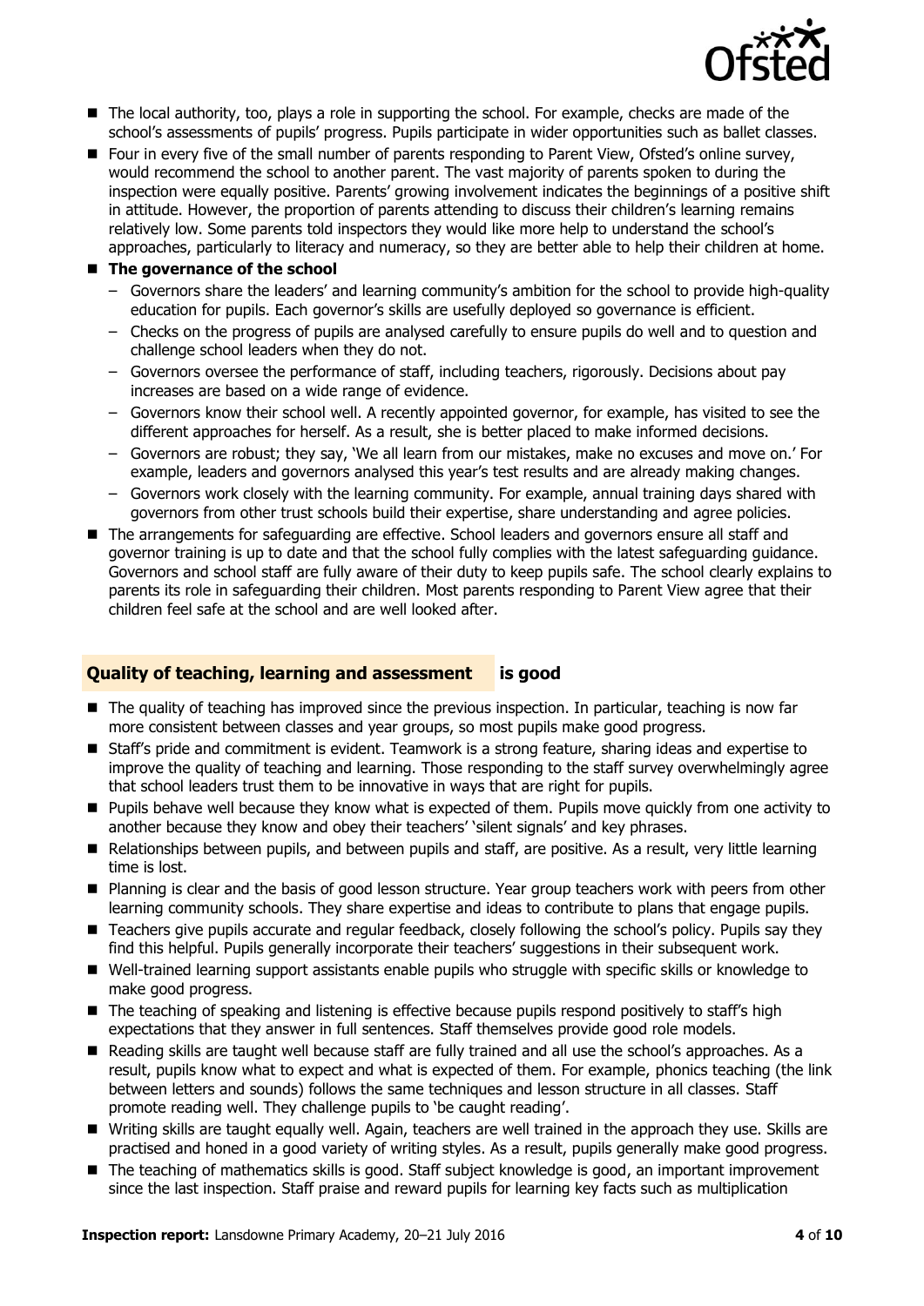- The local authority, too, plays a role in supporting the school. For example, checks are made of the school's assessments of pupils' progress. Pupils participate in wider opportunities such as ballet classes.
- Four in every five of the small number of parents responding to Parent View, Ofsted's online survey, would recommend the school to another parent. The vast majority of parents spoken to during the inspection were equally positive. Parents' growing involvement indicates the beginnings of a positive shift in attitude. However, the proportion of parents attending to discuss their children's learning remains relatively low. Some parents told inspectors they would like more help to understand the school's approaches, particularly to literacy and numeracy, so they are better able to help their children at home.
- **The governance of the school**
  - Governors share the leaders' and learning community's ambition for the school to provide high-quality education for pupils. Each governor's skills are usefully deployed so governance is efficient.
  - Checks on the progress of pupils are analysed carefully to ensure pupils do well and to question and challenge school leaders when they do not.
  - Governors oversee the performance of staff, including teachers, rigorously. Decisions about pay increases are based on a wide range of evidence.
  - Governors know their school well. A recently appointed governor, for example, has visited to see the different approaches for herself. As a result, she is better placed to make informed decisions.
  - Governors are robust; they say, 'We all learn from our mistakes, make no excuses and move on.' For example, leaders and governors analysed this year's test results and are already making changes.
  - Governors work closely with the learning community. For example, annual training days shared with governors from other trust schools build their expertise, share understanding and agree policies.
- The arrangements for safeguarding are effective. School leaders and governors ensure all staff and governor training is up to date and that the school fully complies with the latest safeguarding guidance. Governors and school staff are fully aware of their duty to keep pupils safe. The school clearly explains to parents its role in safeguarding their children. Most parents responding to Parent View agree that their children feel safe at the school and are well looked after.

## Quality of teaching, learning and assessment is good

- The quality of teaching has improved since the previous inspection. In particular, teaching is now far more consistent between classes and year groups, so most pupils make good progress.
- Staff's pride and commitment is evident. Teamwork is a strong feature, sharing ideas and expertise to improve the quality of teaching and learning. Those responding to the staff survey overwhelmingly agree that school leaders trust them to be innovative in ways that are right for pupils.
- Pupils behave well because they know what is expected of them. Pupils move quickly from one activity to another because they know and obey their teachers' 'silent signals' and key phrases.
- Relationships between pupils, and between pupils and staff, are positive. As a result, very little learning time is lost.
- Planning is clear and the basis of good lesson structure. Year group teachers work with peers from other learning community schools. They share expertise and ideas to contribute to plans that engage pupils.
- Teachers give pupils accurate and regular feedback, closely following the school's policy. Pupils say they find this helpful. Pupils generally incorporate their teachers' suggestions in their subsequent work.
- Well-trained learning support assistants enable pupils who struggle with specific skills or knowledge to make good progress.
- The teaching of speaking and listening is effective because pupils respond positively to staff's high expectations that they answer in full sentences. Staff themselves provide good role models.
- Reading skills are taught well because staff are fully trained and all use the school's approaches. As a result, pupils know what to expect and what is expected of them. For example, phonics teaching (the link between letters and sounds) follows the same techniques and lesson structure in all classes. Staff promote reading well. They challenge pupils to 'be caught reading'.
- Writing skills are taught equally well. Again, teachers are well trained in the approach they use. Skills are practised and honed in a good variety of writing styles. As a result, pupils generally make good progress.
- The teaching of mathematics skills is good. Staff subject knowledge is good, an important improvement since the last inspection. Staff praise and reward pupils for learning key facts such as multiplication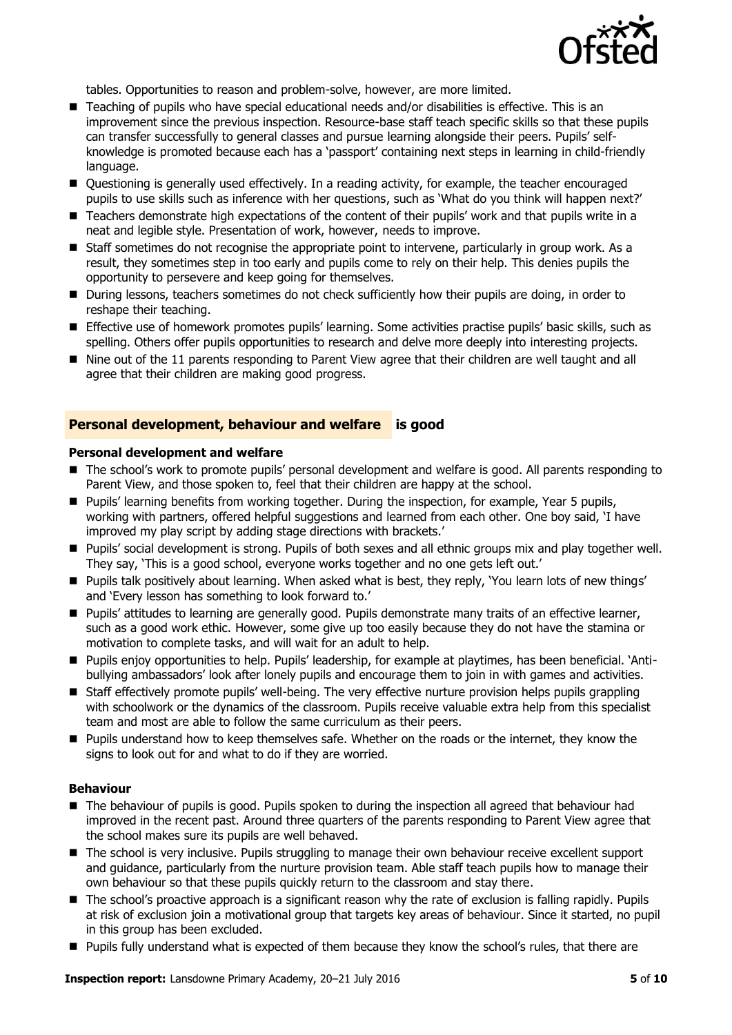tables. Opportunities to reason and problem-solve, however, are more limited.

- Teaching of pupils who have special educational needs and/or disabilities is effective. This is an improvement since the previous inspection. Resource-base staff teach specific skills so that these pupils can transfer successfully to general classes and pursue learning alongside their peers. Pupils' self-knowledge is promoted because each has a 'passport' containing next steps in learning in child-friendly language.
- Questioning is generally used effectively. In a reading activity, for example, the teacher encouraged pupils to use skills such as inference with her questions, such as 'What do you think will happen next?'
- Teachers demonstrate high expectations of the content of their pupils' work and that pupils write in a neat and legible style. Presentation of work, however, needs to improve.
- Staff sometimes do not recognise the appropriate point to intervene, particularly in group work. As a result, they sometimes step in too early and pupils come to rely on their help. This denies pupils the opportunity to persevere and keep going for themselves.
- During lessons, teachers sometimes do not check sufficiently how their pupils are doing, in order to reshape their teaching.
- Effective use of homework promotes pupils' learning. Some activities practise pupils' basic skills, such as spelling. Others offer pupils opportunities to research and delve more deeply into interesting projects.
- Nine out of the 11 parents responding to Parent View agree that their children are well taught and all agree that their children are making good progress.

## Personal development, behaviour and welfare is good

### Personal development and welfare

- The school's work to promote pupils' personal development and welfare is good. All parents responding to Parent View, and those spoken to, feel that their children are happy at the school.
- Pupils' learning benefits from working together. During the inspection, for example, Year 5 pupils, working with partners, offered helpful suggestions and learned from each other. One boy said, 'I have improved my play script by adding stage directions with brackets.'
- Pupils' social development is strong. Pupils of both sexes and all ethnic groups mix and play together well. They say, 'This is a good school, everyone works together and no one gets left out.'
- Pupils talk positively about learning. When asked what is best, they reply, 'You learn lots of new things' and 'Every lesson has something to look forward to.'
- Pupils' attitudes to learning are generally good. Pupils demonstrate many traits of an effective learner, such as a good work ethic. However, some give up too easily because they do not have the stamina or motivation to complete tasks, and will wait for an adult to help.
- Pupils enjoy opportunities to help. Pupils' leadership, for example at playtimes, has been beneficial. 'Anti-bullying ambassadors' look after lonely pupils and encourage them to join in with games and activities.
- Staff effectively promote pupils' well-being. The very effective nurture provision helps pupils grappling with schoolwork or the dynamics of the classroom. Pupils receive valuable extra help from this specialist team and most are able to follow the same curriculum as their peers.
- Pupils understand how to keep themselves safe. Whether on the roads or the internet, they know the signs to look out for and what to do if they are worried.

### Behaviour

- The behaviour of pupils is good. Pupils spoken to during the inspection all agreed that behaviour had improved in the recent past. Around three quarters of the parents responding to Parent View agree that the school makes sure its pupils are well behaved.
- The school is very inclusive. Pupils struggling to manage their own behaviour receive excellent support and guidance, particularly from the nurture provision team. Able staff teach pupils how to manage their own behaviour so that these pupils quickly return to the classroom and stay there.
- The school's proactive approach is a significant reason why the rate of exclusion is falling rapidly. Pupils at risk of exclusion join a motivational group that targets key areas of behaviour. Since it started, no pupil in this group has been excluded.
- Pupils fully understand what is expected of them because they know the school's rules, that there are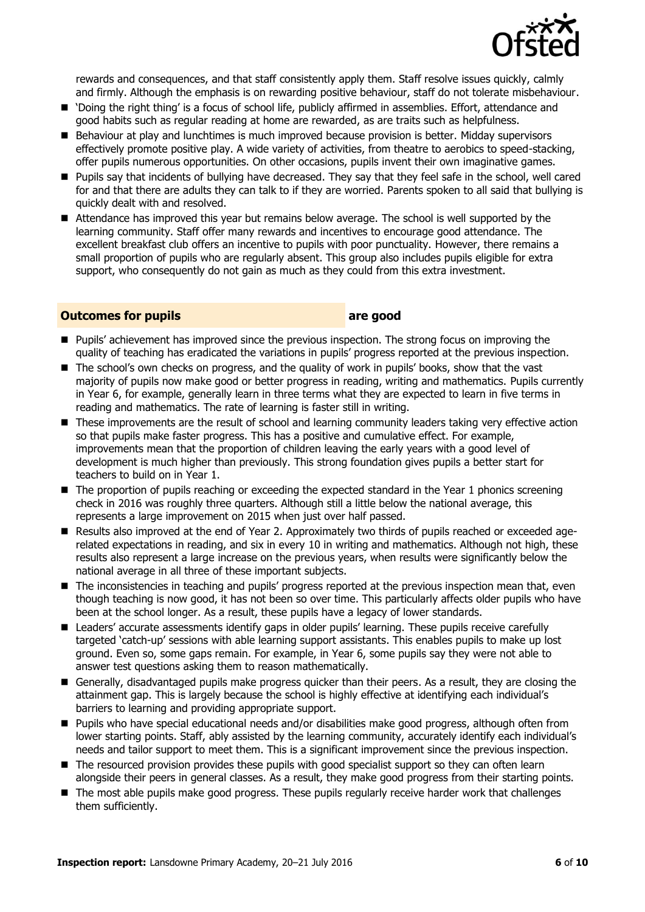rewards and consequences, and that staff consistently apply them. Staff resolve issues quickly, calmly and firmly. Although the emphasis is on rewarding positive behaviour, staff do not tolerate misbehaviour.

- 'Doing the right thing' is a focus of school life, publicly affirmed in assemblies. Effort, attendance and good habits such as regular reading at home are rewarded, as are traits such as helpfulness.
- Behaviour at play and lunchtimes is much improved because provision is better. Midday supervisors effectively promote positive play. A wide variety of activities, from theatre to aerobics to speed-stacking, offer pupils numerous opportunities. On other occasions, pupils invent their own imaginative games.
- Pupils say that incidents of bullying have decreased. They say that they feel safe in the school, well cared for and that there are adults they can talk to if they are worried. Parents spoken to all said that bullying is quickly dealt with and resolved.
- Attendance has improved this year but remains below average. The school is well supported by the learning community. Staff offer many rewards and incentives to encourage good attendance. The excellent breakfast club offers an incentive to pupils with poor punctuality. However, there remains a small proportion of pupils who are regularly absent. This group also includes pupils eligible for extra support, who consequently do not gain as much as they could from this extra investment.

## Outcomes for pupils **are good**

- Pupils' achievement has improved since the previous inspection. The strong focus on improving the quality of teaching has eradicated the variations in pupils' progress reported at the previous inspection.
- The school's own checks on progress, and the quality of work in pupils' books, show that the vast majority of pupils now make good or better progress in reading, writing and mathematics. Pupils currently in Year 6, for example, generally learn in three terms what they are expected to learn in five terms in reading and mathematics. The rate of learning is faster still in writing.
- These improvements are the result of school and learning community leaders taking very effective action so that pupils make faster progress. This has a positive and cumulative effect. For example, improvements mean that the proportion of children leaving the early years with a good level of development is much higher than previously. This strong foundation gives pupils a better start for teachers to build on in Year 1.
- The proportion of pupils reaching or exceeding the expected standard in the Year 1 phonics screening check in 2016 was roughly three quarters. Although still a little below the national average, this represents a large improvement on 2015 when just over half passed.
- Results also improved at the end of Year 2. Approximately two thirds of pupils reached or exceeded age-related expectations in reading, and six in every 10 in writing and mathematics. Although not high, these results also represent a large increase on the previous years, when results were significantly below the national average in all three of these important subjects.
- The inconsistencies in teaching and pupils' progress reported at the previous inspection mean that, even though teaching is now good, it has not been so over time. This particularly affects older pupils who have been at the school longer. As a result, these pupils have a legacy of lower standards.
- Leaders' accurate assessments identify gaps in older pupils' learning. These pupils receive carefully targeted 'catch-up' sessions with able learning support assistants. This enables pupils to make up lost ground. Even so, some gaps remain. For example, in Year 6, some pupils say they were not able to answer test questions asking them to reason mathematically.
- Generally, disadvantaged pupils make progress quicker than their peers. As a result, they are closing the attainment gap. This is largely because the school is highly effective at identifying each individual's barriers to learning and providing appropriate support.
- Pupils who have special educational needs and/or disabilities make good progress, although often from lower starting points. Staff, ably assisted by the learning community, accurately identify each individual's needs and tailor support to meet them. This is a significant improvement since the previous inspection.
- The resourced provision provides these pupils with good specialist support so they can often learn alongside their peers in general classes. As a result, they make good progress from their starting points.
- The most able pupils make good progress. These pupils regularly receive harder work that challenges them sufficiently.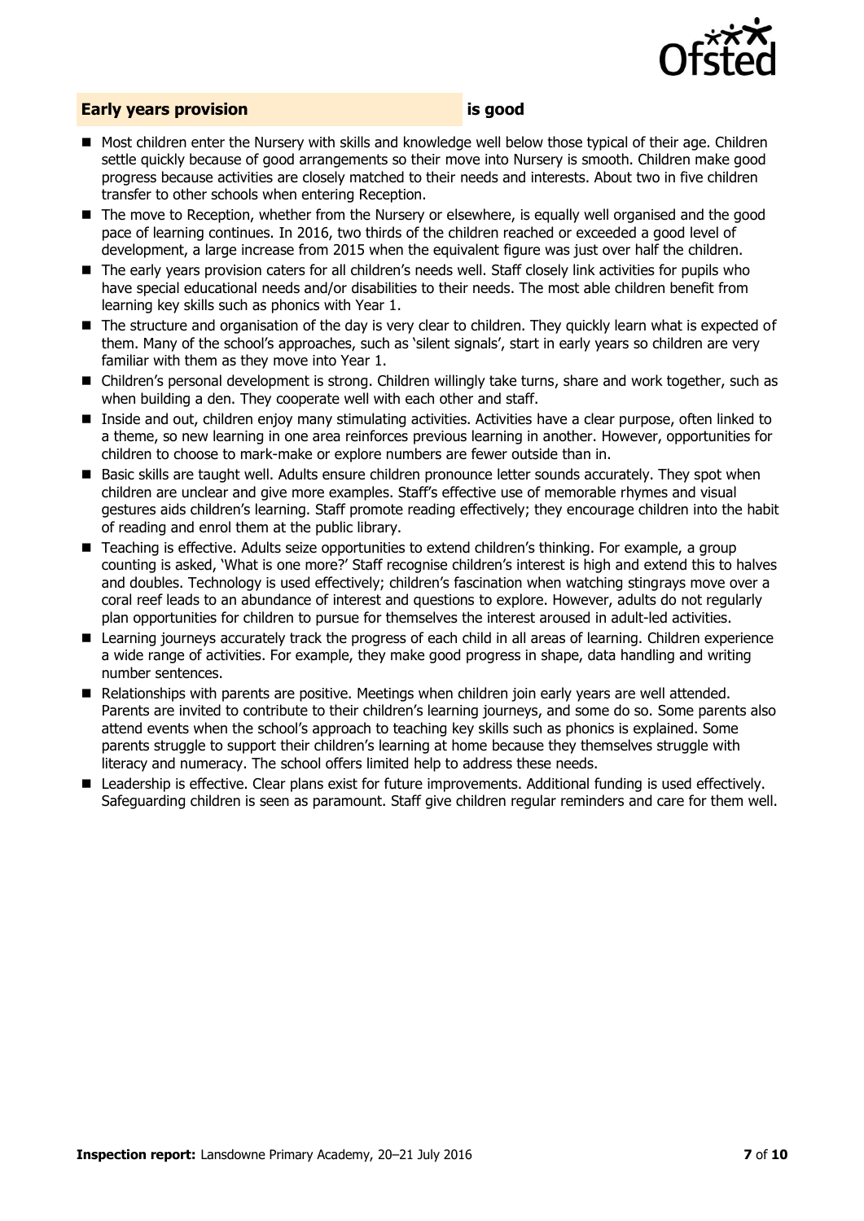## Early years provision **is good**

- Most children enter the Nursery with skills and knowledge well below those typical of their age. Children settle quickly because of good arrangements so their move into Nursery is smooth. Children make good progress because activities are closely matched to their needs and interests. About two in five children transfer to other schools when entering Reception.
- The move to Reception, whether from the Nursery or elsewhere, is equally well organised and the good pace of learning continues. In 2016, two thirds of the children reached or exceeded a good level of development, a large increase from 2015 when the equivalent figure was just over half the children.
- The early years provision caters for all children's needs well. Staff closely link activities for pupils who have special educational needs and/or disabilities to their needs. The most able children benefit from learning key skills such as phonics with Year 1.
- The structure and organisation of the day is very clear to children. They quickly learn what is expected of them. Many of the school's approaches, such as 'silent signals', start in early years so children are very familiar with them as they move into Year 1.
- Children's personal development is strong. Children willingly take turns, share and work together, such as when building a den. They cooperate well with each other and staff.
- Inside and out, children enjoy many stimulating activities. Activities have a clear purpose, often linked to a theme, so new learning in one area reinforces previous learning in another. However, opportunities for children to choose to mark-make or explore numbers are fewer outside than in.
- Basic skills are taught well. Adults ensure children pronounce letter sounds accurately. They spot when children are unclear and give more examples. Staff's effective use of memorable rhymes and visual gestures aids children's learning. Staff promote reading effectively; they encourage children into the habit of reading and enrol them at the public library.
- Teaching is effective. Adults seize opportunities to extend children's thinking. For example, a group counting is asked, 'What is one more?' Staff recognise children's interest is high and extend this to halves and doubles. Technology is used effectively; children's fascination when watching stingrays move over a coral reef leads to an abundance of interest and questions to explore. However, adults do not regularly plan opportunities for children to pursue for themselves the interest aroused in adult-led activities.
- Learning journeys accurately track the progress of each child in all areas of learning. Children experience a wide range of activities. For example, they make good progress in shape, data handling and writing number sentences.
- Relationships with parents are positive. Meetings when children join early years are well attended. Parents are invited to contribute to their children's learning journeys, and some do so. Some parents also attend events when the school's approach to teaching key skills such as phonics is explained. Some parents struggle to support their children's learning at home because they themselves struggle with literacy and numeracy. The school offers limited help to address these needs.
- Leadership is effective. Clear plans exist for future improvements. Additional funding is used effectively. Safeguarding children is seen as paramount. Staff give children regular reminders and care for them well.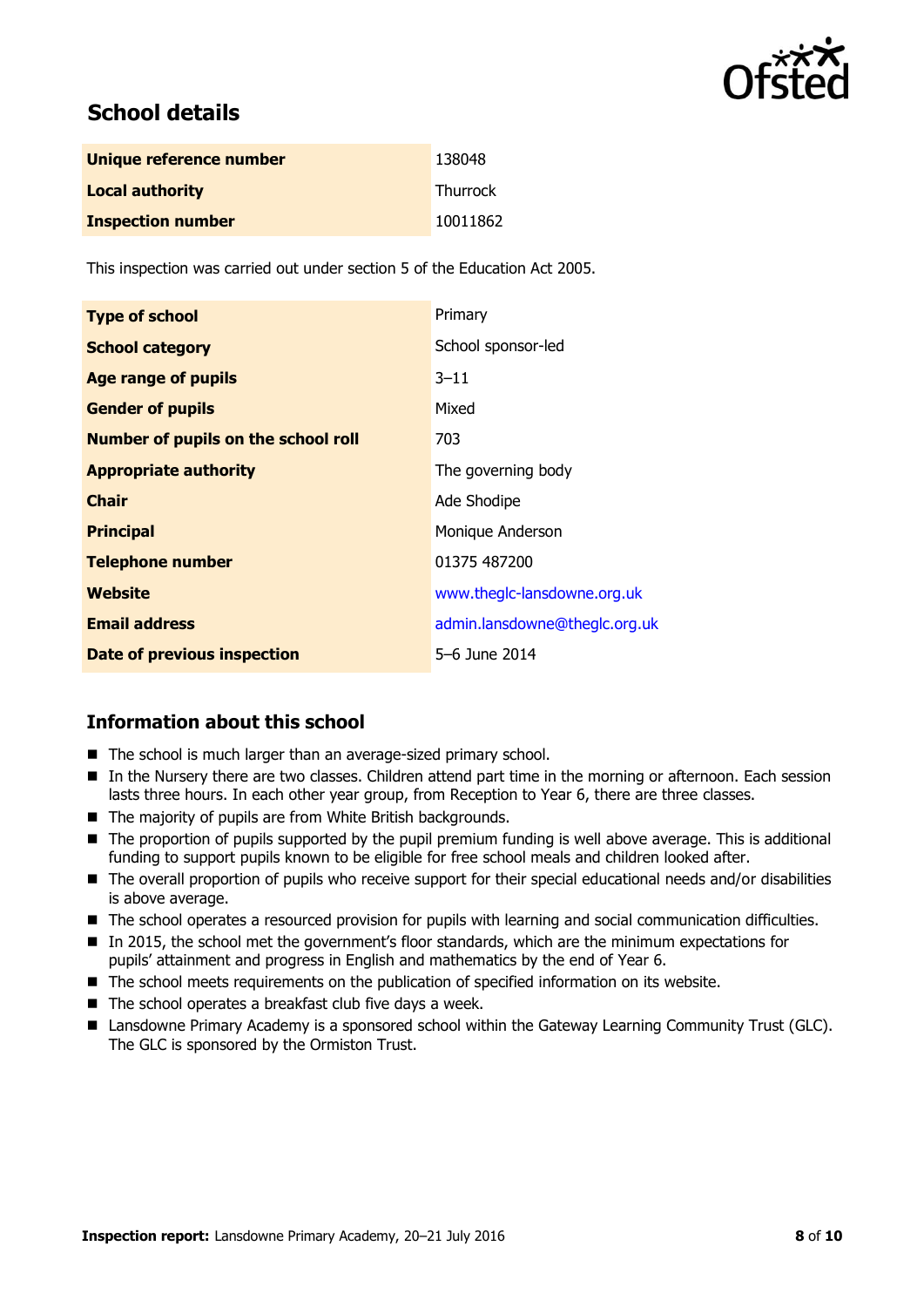## School details

| | |
|---|---|
| **Unique reference number** | 138048 |
| **Local authority** | Thurrock |
| **Inspection number** | 10011862 |

This inspection was carried out under section 5 of the Education Act 2005.

| | |
|---|---|
| **Type of school** | Primary |
| **School category** | School sponsor-led |
| **Age range of pupils** | 3–11 |
| **Gender of pupils** | Mixed |
| **Number of pupils on the school roll** | 703 |
| **Appropriate authority** | The governing body |
| **Chair** | Ade Shodipe |
| **Principal** | Monique Anderson |
| **Telephone number** | 01375 487200 |
| **Website** | www.theglc-lansdowne.org.uk |
| **Email address** | admin.lansdowne@theglc.org.uk |
| **Date of previous inspection** | 5–6 June 2014 |

## Information about this school

- The school is much larger than an average-sized primary school.
- In the Nursery there are two classes. Children attend part time in the morning or afternoon. Each session lasts three hours. In each other year group, from Reception to Year 6, there are three classes.
- The majority of pupils are from White British backgrounds.
- The proportion of pupils supported by the pupil premium funding is well above average. This is additional funding to support pupils known to be eligible for free school meals and children looked after.
- The overall proportion of pupils who receive support for their special educational needs and/or disabilities is above average.
- The school operates a resourced provision for pupils with learning and social communication difficulties.
- In 2015, the school met the government's floor standards, which are the minimum expectations for pupils' attainment and progress in English and mathematics by the end of Year 6.
- The school meets requirements on the publication of specified information on its website.
- The school operates a breakfast club five days a week.
- Lansdowne Primary Academy is a sponsored school within the Gateway Learning Community Trust (GLC). The GLC is sponsored by the Ormiston Trust.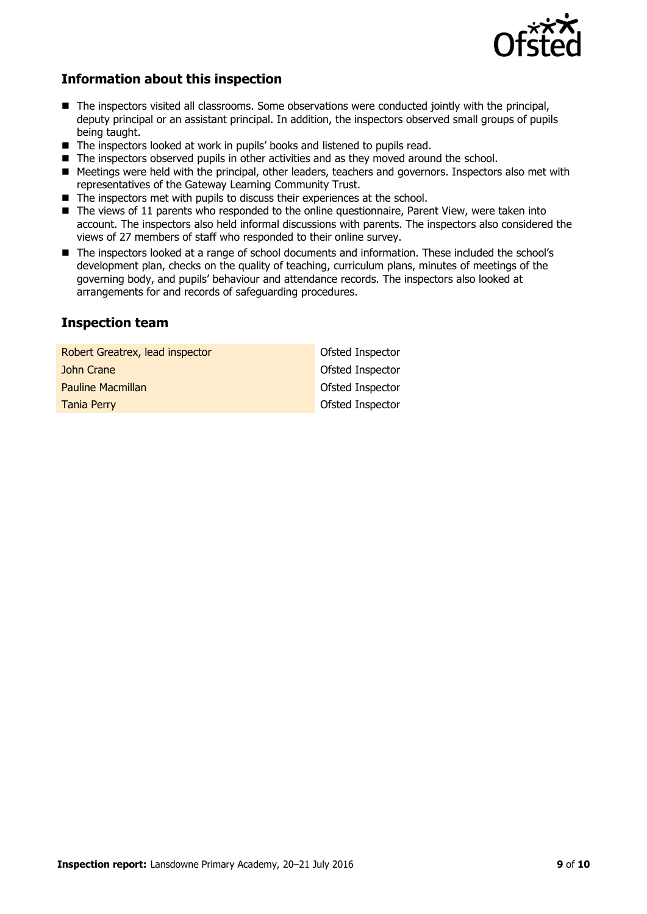## Information about this inspection

- The inspectors visited all classrooms. Some observations were conducted jointly with the principal, deputy principal or an assistant principal. In addition, the inspectors observed small groups of pupils being taught.
- The inspectors looked at work in pupils' books and listened to pupils read.
- The inspectors observed pupils in other activities and as they moved around the school.
- Meetings were held with the principal, other leaders, teachers and governors. Inspectors also met with representatives of the Gateway Learning Community Trust.
- The inspectors met with pupils to discuss their experiences at the school.
- The views of 11 parents who responded to the online questionnaire, Parent View, were taken into account. The inspectors also held informal discussions with parents. The inspectors also considered the views of 27 members of staff who responded to their online survey.
- The inspectors looked at a range of school documents and information. These included the school's development plan, checks on the quality of teaching, curriculum plans, minutes of meetings of the governing body, and pupils' behaviour and attendance records. The inspectors also looked at arrangements for and records of safeguarding procedures.

## Inspection team

| | |
|---|---|
| Robert Greatrex, lead inspector | Ofsted Inspector |
| John Crane | Ofsted Inspector |
| Pauline Macmillan | Ofsted Inspector |
| Tania Perry | Ofsted Inspector |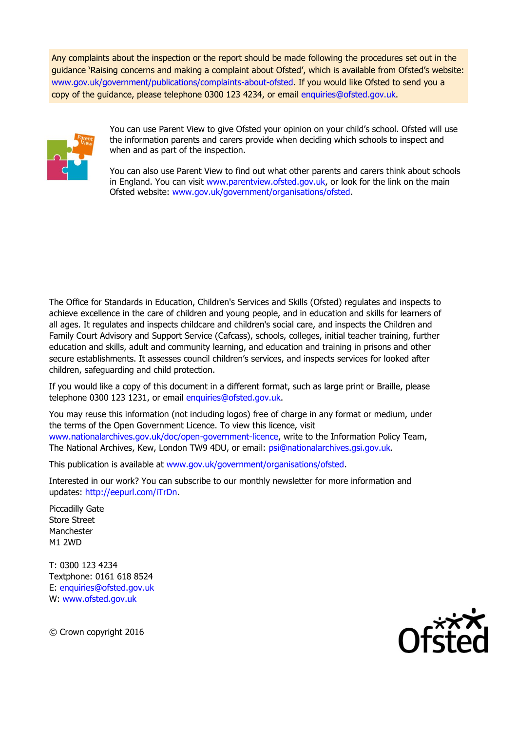Any complaints about the inspection or the report should be made following the procedures set out in the guidance 'Raising concerns and making a complaint about Ofsted', which is available from Ofsted's website: www.gov.uk/government/publications/complaints-about-ofsted. If you would like Ofsted to send you a copy of the guidance, please telephone 0300 123 4234, or email enquiries@ofsted.gov.uk.

You can use Parent View to give Ofsted your opinion on your child's school. Ofsted will use the information parents and carers provide when deciding which schools to inspect and when and as part of the inspection.

You can also use Parent View to find out what other parents and carers think about schools in England. You can visit www.parentview.ofsted.gov.uk, or look for the link on the main Ofsted website: www.gov.uk/government/organisations/ofsted.

The Office for Standards in Education, Children's Services and Skills (Ofsted) regulates and inspects to achieve excellence in the care of children and young people, and in education and skills for learners of all ages. It regulates and inspects childcare and children's social care, and inspects the Children and Family Court Advisory and Support Service (Cafcass), schools, colleges, initial teacher training, further education and skills, adult and community learning, and education and training in prisons and other secure establishments. It assesses council children's services, and inspects services for looked after children, safeguarding and child protection.

If you would like a copy of this document in a different format, such as large print or Braille, please telephone 0300 123 1231, or email enquiries@ofsted.gov.uk.

You may reuse this information (not including logos) free of charge in any format or medium, under the terms of the Open Government Licence. To view this licence, visit www.nationalarchives.gov.uk/doc/open-government-licence, write to the Information Policy Team, The National Archives, Kew, London TW9 4DU, or email: psi@nationalarchives.gsi.gov.uk.

This publication is available at www.gov.uk/government/organisations/ofsted.

Interested in our work? You can subscribe to our monthly newsletter for more information and updates: http://eepurl.com/iTrDn.

Piccadilly Gate
Store Street
Manchester
M1 2WD

T: 0300 123 4234
Textphone: 0161 618 8524
E: enquiries@ofsted.gov.uk
W: www.ofsted.gov.uk

© Crown copyright 2016